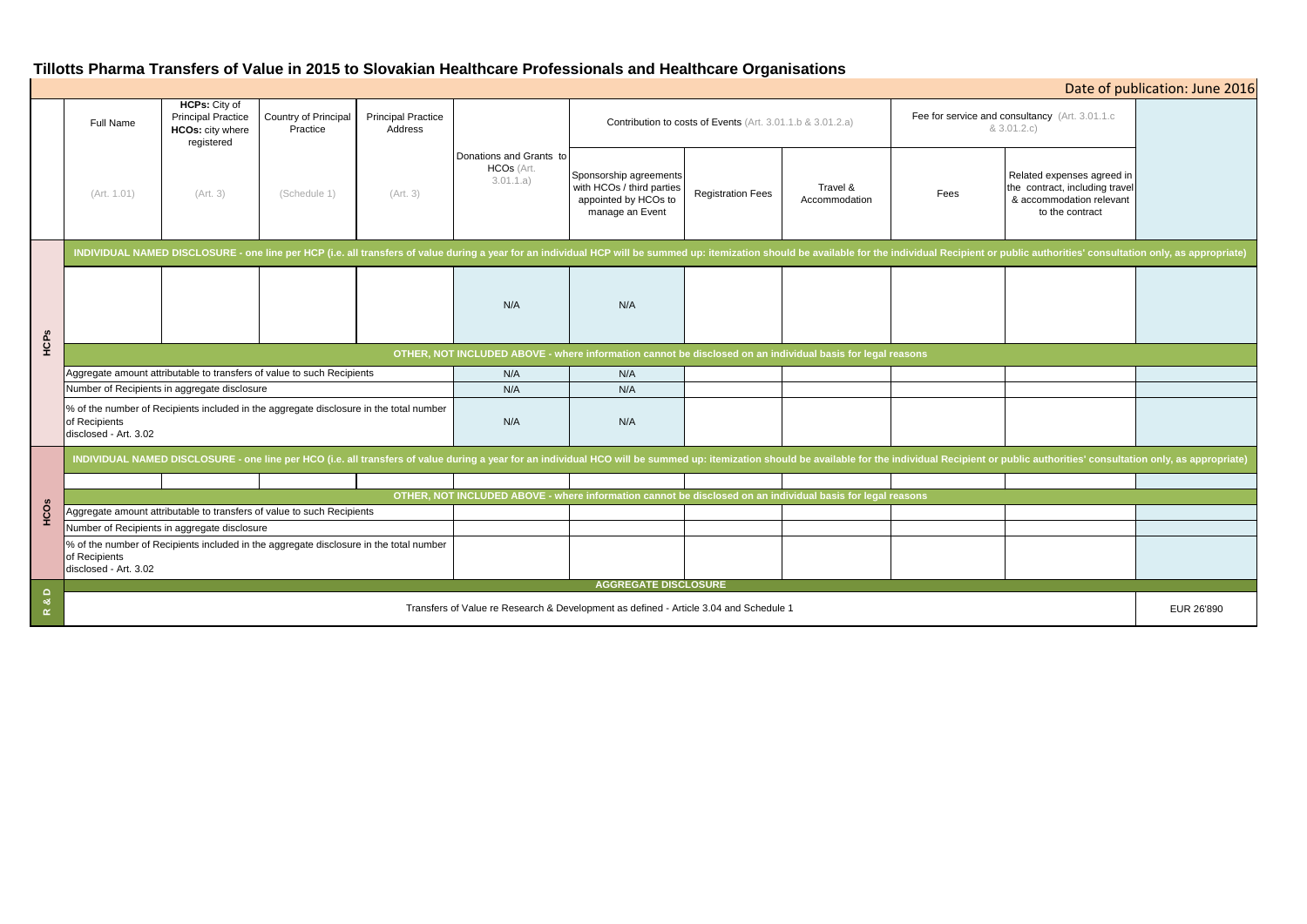# Tillotts Pharma Transfers of Value in 2015 to Slovakian Healthcare Professionals and Healthcare Organisations

Date of publication: June 2016

| | Full Name | HCPs: City of Principal Practice HCOs: city where registered | Country of Principal Practice | Principal Practice Address | Donations and Grants to HCOs (Art. 3.01.1.a) | Contribution to costs of Events (Art. 3.01.1.b & 3.01.2.a) | | | Fee for service and consultancy (Art. 3.01.1.c & 3.01.2.c) | | |
|---|---|---|---|---|---|---|---|---|---|---|---|
| | (Art. 1.01) | (Art. 3) | (Schedule 1) | (Art. 3) | | Sponsorship agreements with HCOs / third parties appointed by HCOs to manage an Event | Registration Fees | Travel & Accommodation | Fees | Related expenses agreed in the contract, including travel & accommodation relevant to the contract | |
| **HCPs** | **INDIVIDUAL NAMED DISCLOSURE - one line per HCP (i.e. all transfers of value during a year for an individual HCP will be summed up: itemization should be available for the individual Recipient or public authorities' consultation only, as appropriate)** | | | | | | | | | | |
| | | | | | N/A | N/A | | | | | |
| | **OTHER, NOT INCLUDED ABOVE - where information cannot be disclosed on an individual basis for legal reasons** | | | | | | | | | | |
| | Aggregate amount attributable to transfers of value to such Recipients | | | | N/A | N/A | | | | | |
| | Number of Recipients in aggregate disclosure | | | | N/A | N/A | | | | | |
| | % of the number of Recipients included in the aggregate disclosure in the total number of Recipients disclosed - Art. 3.02 | | | | N/A | N/A | | | | | |
| **HCOs** | **INDIVIDUAL NAMED DISCLOSURE - one line per HCO (i.e. all transfers of value during a year for an individual HCO will be summed up: itemization should be available for the individual Recipient or public authorities' consultation only, as appropriate)** | | | | | | | | | | |
| | | | | | | | | | | | |
| | **OTHER, NOT INCLUDED ABOVE - where information cannot be disclosed on an individual basis for legal reasons** | | | | | | | | | | |
| | Aggregate amount attributable to transfers of value to such Recipients | | | | | | | | | | |
| | Number of Recipients in aggregate disclosure | | | | | | | | | | |
| | % of the number of Recipients included in the aggregate disclosure in the total number of Recipients disclosed - Art. 3.02 | | | | | | | | | | |
| **R & D** | **AGGREGATE DISCLOSURE** | | | | | | | | | | |
| | Transfers of Value re Research & Development as defined - Article 3.04 and Schedule 1 | | | | | | | | | | EUR 26'890 |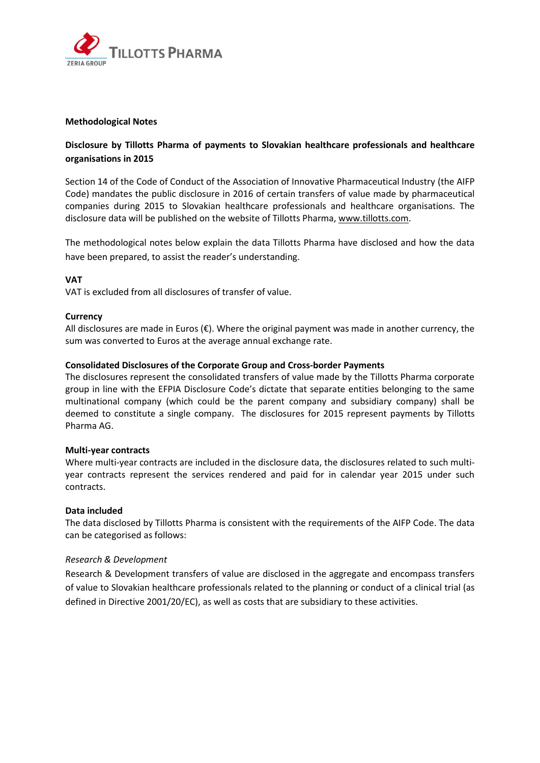**Methodological Notes**

**Disclosure by Tillotts Pharma of payments to Slovakian healthcare professionals and healthcare organisations in 2015**

Section 14 of the Code of Conduct of the Association of Innovative Pharmaceutical Industry (the AIFP Code) mandates the public disclosure in 2016 of certain transfers of value made by pharmaceutical companies during 2015 to Slovakian healthcare professionals and healthcare organisations. The disclosure data will be published on the website of Tillotts Pharma, www.tillotts.com.

The methodological notes below explain the data Tillotts Pharma have disclosed and how the data have been prepared, to assist the reader's understanding.

**VAT**

VAT is excluded from all disclosures of transfer of value.

**Currency**

All disclosures are made in Euros (€). Where the original payment was made in another currency, the sum was converted to Euros at the average annual exchange rate.

**Consolidated Disclosures of the Corporate Group and Cross-border Payments**

The disclosures represent the consolidated transfers of value made by the Tillotts Pharma corporate group in line with the EFPIA Disclosure Code's dictate that separate entities belonging to the same multinational company (which could be the parent company and subsidiary company) shall be deemed to constitute a single company. The disclosures for 2015 represent payments by Tillotts Pharma AG.

**Multi-year contracts**

Where multi-year contracts are included in the disclosure data, the disclosures related to such multi-year contracts represent the services rendered and paid for in calendar year 2015 under such contracts.

**Data included**

The data disclosed by Tillotts Pharma is consistent with the requirements of the AIFP Code. The data can be categorised as follows:

*Research & Development*

Research & Development transfers of value are disclosed in the aggregate and encompass transfers of value to Slovakian healthcare professionals related to the planning or conduct of a clinical trial (as defined in Directive 2001/20/EC), as well as costs that are subsidiary to these activities.